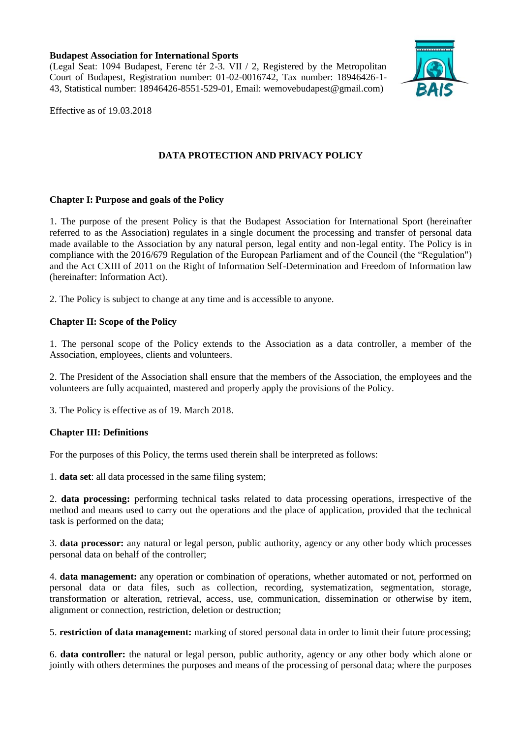**Budapest Association for International Sports**
(Legal Seat: 1094 Budapest, Ferenc tér 2-3. VII / 2, Registered by the Metropolitan Court of Budapest, Registration number: 01-02-0016742, Tax number: 18946426-1-43, Statistical number: 18946426-8551-529-01, Email: wemovebudapest@gmail.com)

Effective as of 19.03.2018

# DATA PROTECTION AND PRIVACY POLICY

## Chapter I: Purpose and goals of the Policy

1. The purpose of the present Policy is that the Budapest Association for International Sport (hereinafter referred to as the Association) regulates in a single document the processing and transfer of personal data made available to the Association by any natural person, legal entity and non-legal entity. The Policy is in compliance with the 2016/679 Regulation of the European Parliament and of the Council (the "Regulation") and the Act CXIII of 2011 on the Right of Information Self-Determination and Freedom of Information law (hereinafter: Information Act).

2. The Policy is subject to change at any time and is accessible to anyone.

## Chapter II: Scope of the Policy

1. The personal scope of the Policy extends to the Association as a data controller, a member of the Association, employees, clients and volunteers.

2. The President of the Association shall ensure that the members of the Association, the employees and the volunteers are fully acquainted, mastered and properly apply the provisions of the Policy.

3. The Policy is effective as of 19. March 2018.

## Chapter III: Definitions

For the purposes of this Policy, the terms used therein shall be interpreted as follows:

1. **data set**: all data processed in the same filing system;

2. **data processing:** performing technical tasks related to data processing operations, irrespective of the method and means used to carry out the operations and the place of application, provided that the technical task is performed on the data;

3. **data processor:** any natural or legal person, public authority, agency or any other body which processes personal data on behalf of the controller;

4. **data management:** any operation or combination of operations, whether automated or not, performed on personal data or data files, such as collection, recording, systematization, segmentation, storage, transformation or alteration, retrieval, access, use, communication, dissemination or otherwise by item, alignment or connection, restriction, deletion or destruction;

5. **restriction of data management:** marking of stored personal data in order to limit their future processing;

6. **data controller:** the natural or legal person, public authority, agency or any other body which alone or jointly with others determines the purposes and means of the processing of personal data; where the purposes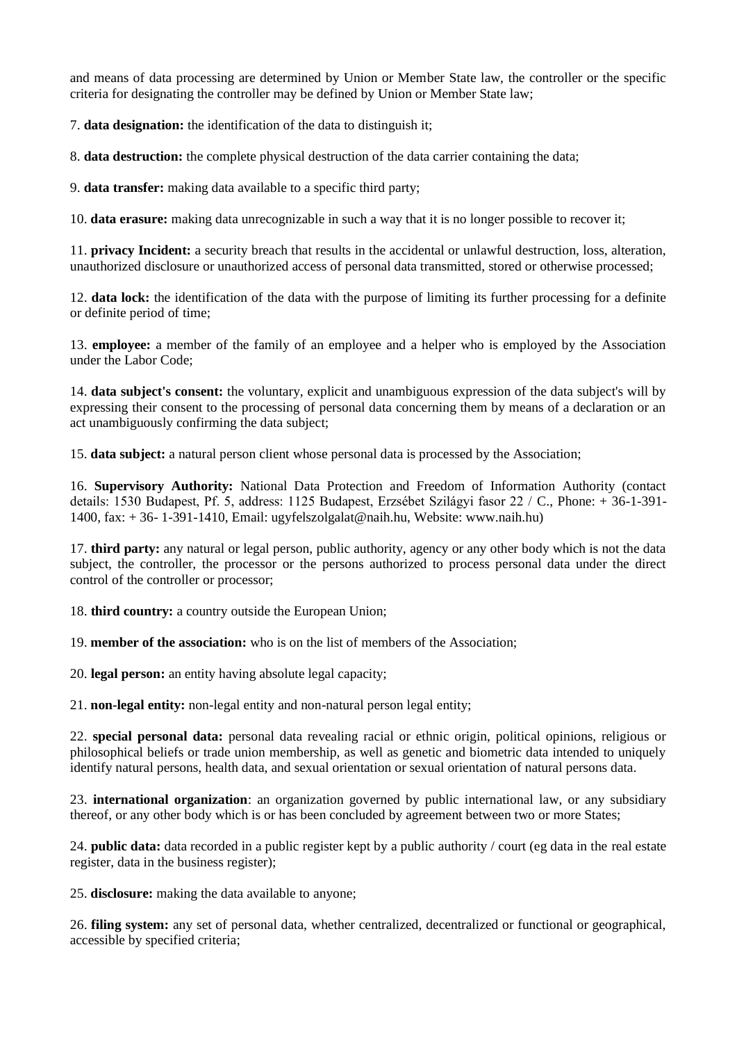and means of data processing are determined by Union or Member State law, the controller or the specific criteria for designating the controller may be defined by Union or Member State law;

7. **data designation:** the identification of the data to distinguish it;

8. **data destruction:** the complete physical destruction of the data carrier containing the data;

9. **data transfer:** making data available to a specific third party;

10. **data erasure:** making data unrecognizable in such a way that it is no longer possible to recover it;

11. **privacy Incident:** a security breach that results in the accidental or unlawful destruction, loss, alteration, unauthorized disclosure or unauthorized access of personal data transmitted, stored or otherwise processed;

12. **data lock:** the identification of the data with the purpose of limiting its further processing for a definite or definite period of time;

13. **employee:** a member of the family of an employee and a helper who is employed by the Association under the Labor Code;

14. **data subject's consent:** the voluntary, explicit and unambiguous expression of the data subject's will by expressing their consent to the processing of personal data concerning them by means of a declaration or an act unambiguously confirming the data subject;

15. **data subject:** a natural person client whose personal data is processed by the Association;

16. **Supervisory Authority:** National Data Protection and Freedom of Information Authority (contact details: 1530 Budapest, Pf. 5, address: 1125 Budapest, Erzsébet Szilágyi fasor 22 / C., Phone: + 36-1-391-1400, fax: + 36- 1-391-1410, Email: ugyfelszolgalat@naih.hu, Website: www.naih.hu)

17. **third party:** any natural or legal person, public authority, agency or any other body which is not the data subject, the controller, the processor or the persons authorized to process personal data under the direct control of the controller or processor;

18. **third country:** a country outside the European Union;

19. **member of the association:** who is on the list of members of the Association;

20. **legal person:** an entity having absolute legal capacity;

21. **non-legal entity:** non-legal entity and non-natural person legal entity;

22. **special personal data:** personal data revealing racial or ethnic origin, political opinions, religious or philosophical beliefs or trade union membership, as well as genetic and biometric data intended to uniquely identify natural persons, health data, and sexual orientation or sexual orientation of natural persons data.

23. **international organization**: an organization governed by public international law, or any subsidiary thereof, or any other body which is or has been concluded by agreement between two or more States;

24. **public data:** data recorded in a public register kept by a public authority / court (eg data in the real estate register, data in the business register);

25. **disclosure:** making the data available to anyone;

26. **filing system:** any set of personal data, whether centralized, decentralized or functional or geographical, accessible by specified criteria;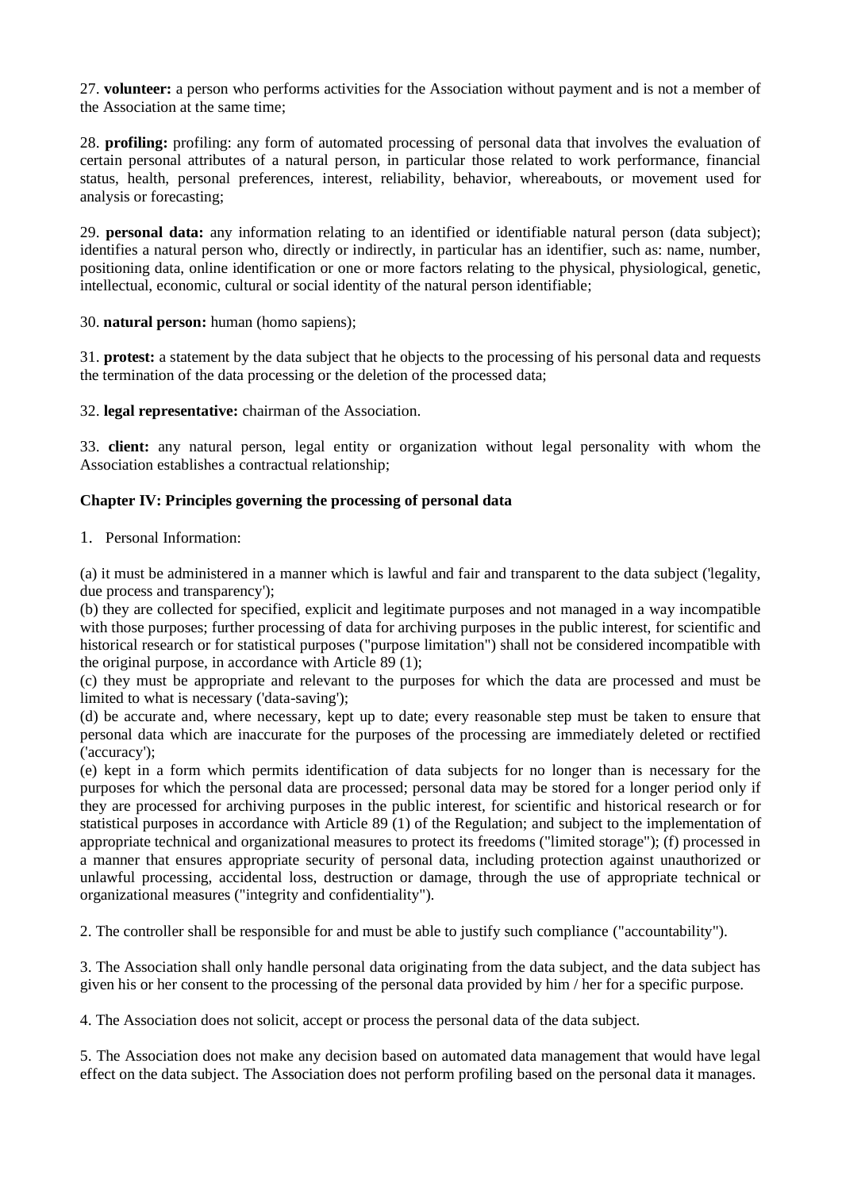27. **volunteer:** a person who performs activities for the Association without payment and is not a member of the Association at the same time;

28. **profiling:** profiling: any form of automated processing of personal data that involves the evaluation of certain personal attributes of a natural person, in particular those related to work performance, financial status, health, personal preferences, interest, reliability, behavior, whereabouts, or movement used for analysis or forecasting;

29. **personal data:** any information relating to an identified or identifiable natural person (data subject); identifies a natural person who, directly or indirectly, in particular has an identifier, such as: name, number, positioning data, online identification or one or more factors relating to the physical, physiological, genetic, intellectual, economic, cultural or social identity of the natural person identifiable;

30. **natural person:** human (homo sapiens);

31. **protest:** a statement by the data subject that he objects to the processing of his personal data and requests the termination of the data processing or the deletion of the processed data;

32. **legal representative:** chairman of the Association.

33. **client:** any natural person, legal entity or organization without legal personality with whom the Association establishes a contractual relationship;

## Chapter IV: Principles governing the processing of personal data

1. Personal Information:

(a) it must be administered in a manner which is lawful and fair and transparent to the data subject ('legality, due process and transparency');
(b) they are collected for specified, explicit and legitimate purposes and not managed in a way incompatible with those purposes; further processing of data for archiving purposes in the public interest, for scientific and historical research or for statistical purposes ("purpose limitation") shall not be considered incompatible with the original purpose, in accordance with Article 89 (1);
(c) they must be appropriate and relevant to the purposes for which the data are processed and must be limited to what is necessary ('data-saving');
(d) be accurate and, where necessary, kept up to date; every reasonable step must be taken to ensure that personal data which are inaccurate for the purposes of the processing are immediately deleted or rectified ('accuracy');
(e) kept in a form which permits identification of data subjects for no longer than is necessary for the purposes for which the personal data are processed; personal data may be stored for a longer period only if they are processed for archiving purposes in the public interest, for scientific and historical research or for statistical purposes in accordance with Article 89 (1) of the Regulation; and subject to the implementation of appropriate technical and organizational measures to protect its freedoms ("limited storage"); (f) processed in a manner that ensures appropriate security of personal data, including protection against unauthorized or unlawful processing, accidental loss, destruction or damage, through the use of appropriate technical or organizational measures ("integrity and confidentiality").

2. The controller shall be responsible for and must be able to justify such compliance ("accountability").

3. The Association shall only handle personal data originating from the data subject, and the data subject has given his or her consent to the processing of the personal data provided by him / her for a specific purpose.

4. The Association does not solicit, accept or process the personal data of the data subject.

5. The Association does not make any decision based on automated data management that would have legal effect on the data subject. The Association does not perform profiling based on the personal data it manages.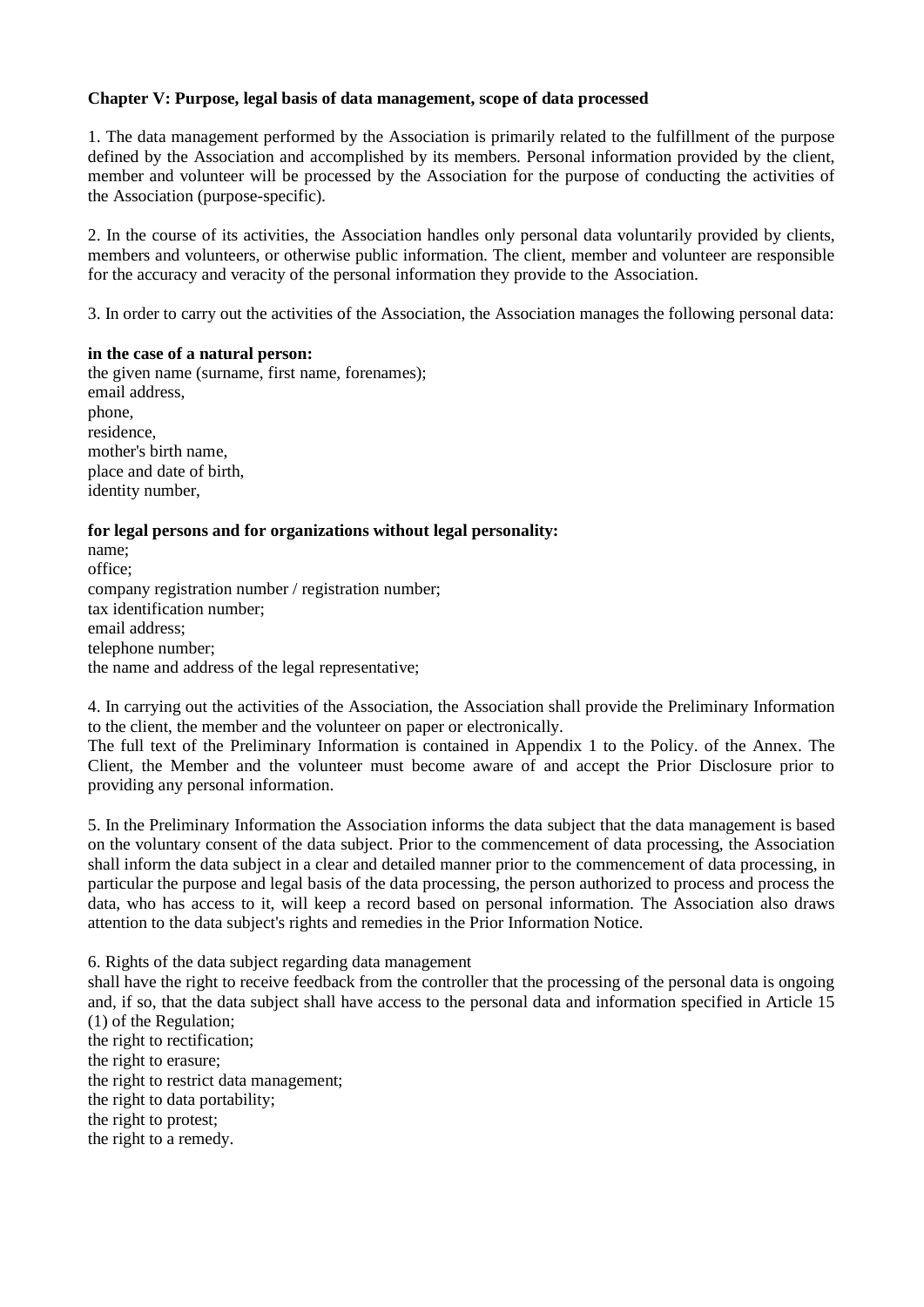**Chapter V: Purpose, legal basis of data management, scope of data processed**

1. The data management performed by the Association is primarily related to the fulfillment of the purpose defined by the Association and accomplished by its members. Personal information provided by the client, member and volunteer will be processed by the Association for the purpose of conducting the activities of the Association (purpose-specific).

2. In the course of its activities, the Association handles only personal data voluntarily provided by clients, members and volunteers, or otherwise public information. The client, member and volunteer are responsible for the accuracy and veracity of the personal information they provide to the Association.

3. In order to carry out the activities of the Association, the Association manages the following personal data:

**in the case of a natural person:**
the given name (surname, first name, forenames);
email address,
phone,
residence,
mother's birth name,
place and date of birth,
identity number,

**for legal persons and for organizations without legal personality:**
name;
office;
company registration number / registration number;
tax identification number;
email address;
telephone number;
the name and address of the legal representative;

4. In carrying out the activities of the Association, the Association shall provide the Preliminary Information to the client, the member and the volunteer on paper or electronically.
The full text of the Preliminary Information is contained in Appendix 1 to the Policy. of the Annex. The Client, the Member and the volunteer must become aware of and accept the Prior Disclosure prior to providing any personal information.

5. In the Preliminary Information the Association informs the data subject that the data management is based on the voluntary consent of the data subject. Prior to the commencement of data processing, the Association shall inform the data subject in a clear and detailed manner prior to the commencement of data processing, in particular the purpose and legal basis of the data processing, the person authorized to process and process the data, who has access to it, will keep a record based on personal information. The Association also draws attention to the data subject's rights and remedies in the Prior Information Notice.

6. Rights of the data subject regarding data management
shall have the right to receive feedback from the controller that the processing of the personal data is ongoing and, if so, that the data subject shall have access to the personal data and information specified in Article 15 (1) of the Regulation;
the right to rectification;
the right to erasure;
the right to restrict data management;
the right to data portability;
the right to protest;
the right to a remedy.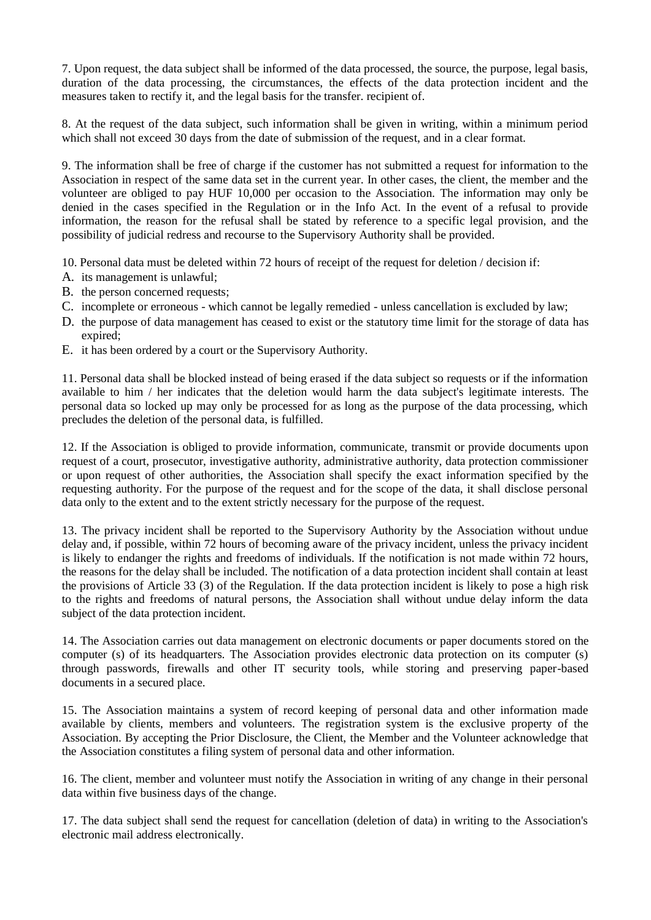7. Upon request, the data subject shall be informed of the data processed, the source, the purpose, legal basis, duration of the data processing, the circumstances, the effects of the data protection incident and the measures taken to rectify it, and the legal basis for the transfer. recipient of.

8. At the request of the data subject, such information shall be given in writing, within a minimum period which shall not exceed 30 days from the date of submission of the request, and in a clear format.

9. The information shall be free of charge if the customer has not submitted a request for information to the Association in respect of the same data set in the current year. In other cases, the client, the member and the volunteer are obliged to pay HUF 10,000 per occasion to the Association. The information may only be denied in the cases specified in the Regulation or in the Info Act. In the event of a refusal to provide information, the reason for the refusal shall be stated by reference to a specific legal provision, and the possibility of judicial redress and recourse to the Supervisory Authority shall be provided.

10. Personal data must be deleted within 72 hours of receipt of the request for deletion / decision if:

A. its management is unlawful;
B. the person concerned requests;
C. incomplete or erroneous - which cannot be legally remedied - unless cancellation is excluded by law;
D. the purpose of data management has ceased to exist or the statutory time limit for the storage of data has expired;
E. it has been ordered by a court or the Supervisory Authority.

11. Personal data shall be blocked instead of being erased if the data subject so requests or if the information available to him / her indicates that the deletion would harm the data subject's legitimate interests. The personal data so locked up may only be processed for as long as the purpose of the data processing, which precludes the deletion of the personal data, is fulfilled.

12. If the Association is obliged to provide information, communicate, transmit or provide documents upon request of a court, prosecutor, investigative authority, administrative authority, data protection commissioner or upon request of other authorities, the Association shall specify the exact information specified by the requesting authority. For the purpose of the request and for the scope of the data, it shall disclose personal data only to the extent and to the extent strictly necessary for the purpose of the request.

13. The privacy incident shall be reported to the Supervisory Authority by the Association without undue delay and, if possible, within 72 hours of becoming aware of the privacy incident, unless the privacy incident is likely to endanger the rights and freedoms of individuals. If the notification is not made within 72 hours, the reasons for the delay shall be included. The notification of a data protection incident shall contain at least the provisions of Article 33 (3) of the Regulation. If the data protection incident is likely to pose a high risk to the rights and freedoms of natural persons, the Association shall without undue delay inform the data subject of the data protection incident.

14. The Association carries out data management on electronic documents or paper documents stored on the computer (s) of its headquarters. The Association provides electronic data protection on its computer (s) through passwords, firewalls and other IT security tools, while storing and preserving paper-based documents in a secured place.

15. The Association maintains a system of record keeping of personal data and other information made available by clients, members and volunteers. The registration system is the exclusive property of the Association. By accepting the Prior Disclosure, the Client, the Member and the Volunteer acknowledge that the Association constitutes a filing system of personal data and other information.

16. The client, member and volunteer must notify the Association in writing of any change in their personal data within five business days of the change.

17. The data subject shall send the request for cancellation (deletion of data) in writing to the Association's electronic mail address electronically.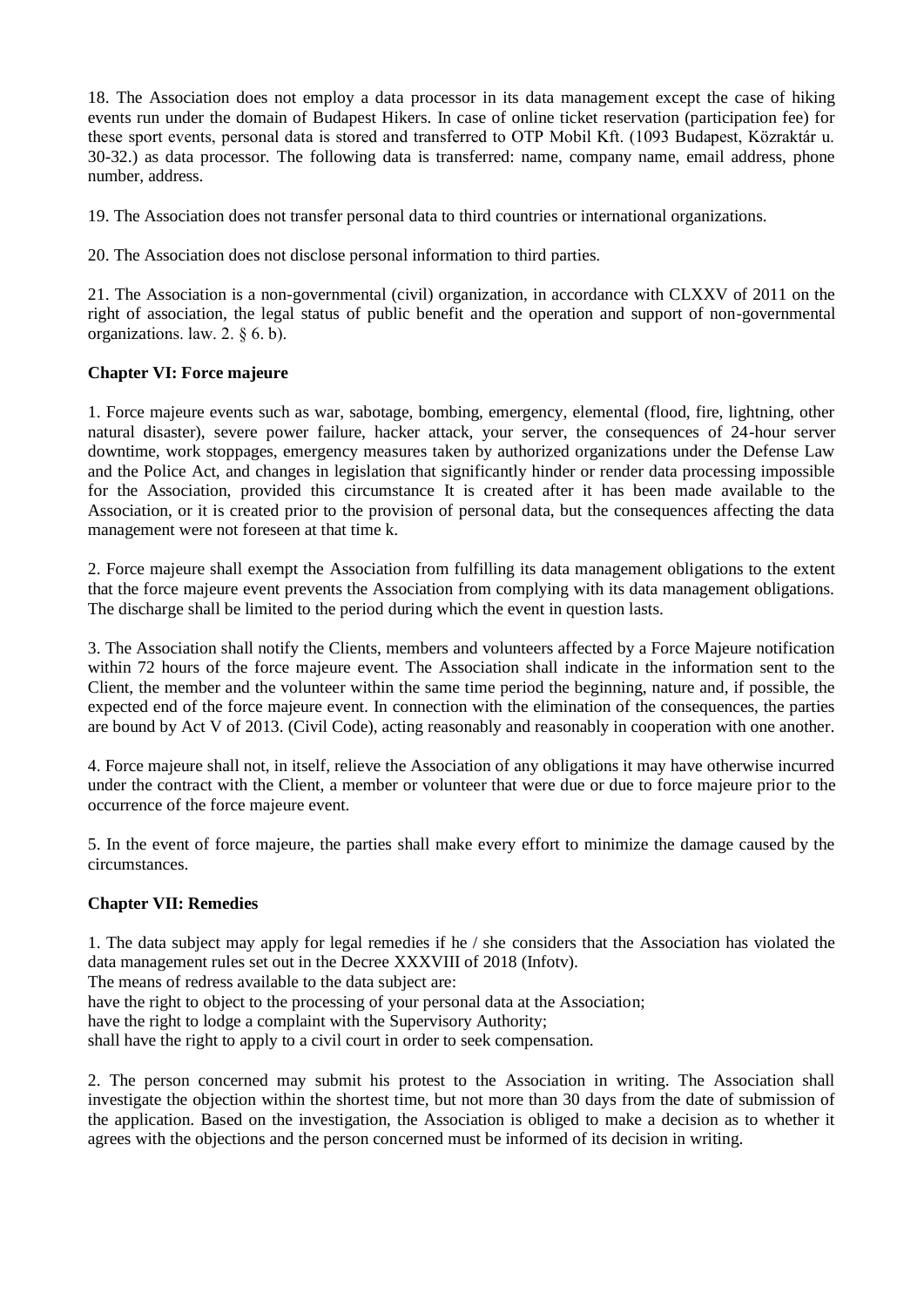18. The Association does not employ a data processor in its data management except the case of hiking events run under the domain of Budapest Hikers. In case of online ticket reservation (participation fee) for these sport events, personal data is stored and transferred to OTP Mobil Kft. (1093 Budapest, Közraktár u. 30-32.) as data processor. The following data is transferred: name, company name, email address, phone number, address.

19. The Association does not transfer personal data to third countries or international organizations.

20. The Association does not disclose personal information to third parties.

21. The Association is a non-governmental (civil) organization, in accordance with CLXXV of 2011 on the right of association, the legal status of public benefit and the operation and support of non-governmental organizations. law. 2. § 6. b).

**Chapter VI: Force majeure**

1. Force majeure events such as war, sabotage, bombing, emergency, elemental (flood, fire, lightning, other natural disaster), severe power failure, hacker attack, your server, the consequences of 24-hour server downtime, work stoppages, emergency measures taken by authorized organizations under the Defense Law and the Police Act, and changes in legislation that significantly hinder or render data processing impossible for the Association, provided this circumstance It is created after it has been made available to the Association, or it is created prior to the provision of personal data, but the consequences affecting the data management were not foreseen at that time k.

2. Force majeure shall exempt the Association from fulfilling its data management obligations to the extent that the force majeure event prevents the Association from complying with its data management obligations. The discharge shall be limited to the period during which the event in question lasts.

3. The Association shall notify the Clients, members and volunteers affected by a Force Majeure notification within 72 hours of the force majeure event. The Association shall indicate in the information sent to the Client, the member and the volunteer within the same time period the beginning, nature and, if possible, the expected end of the force majeure event. In connection with the elimination of the consequences, the parties are bound by Act V of 2013. (Civil Code), acting reasonably and reasonably in cooperation with one another.

4. Force majeure shall not, in itself, relieve the Association of any obligations it may have otherwise incurred under the contract with the Client, a member or volunteer that were due or due to force majeure prior to the occurrence of the force majeure event.

5. In the event of force majeure, the parties shall make every effort to minimize the damage caused by the circumstances.

**Chapter VII: Remedies**

1. The data subject may apply for legal remedies if he / she considers that the Association has violated the data management rules set out in the Decree XXXVIII of 2018 (Infotv).
The means of redress available to the data subject are:
have the right to object to the processing of your personal data at the Association;
have the right to lodge a complaint with the Supervisory Authority;
shall have the right to apply to a civil court in order to seek compensation.

2. The person concerned may submit his protest to the Association in writing. The Association shall investigate the objection within the shortest time, but not more than 30 days from the date of submission of the application. Based on the investigation, the Association is obliged to make a decision as to whether it agrees with the objections and the person concerned must be informed of its decision in writing.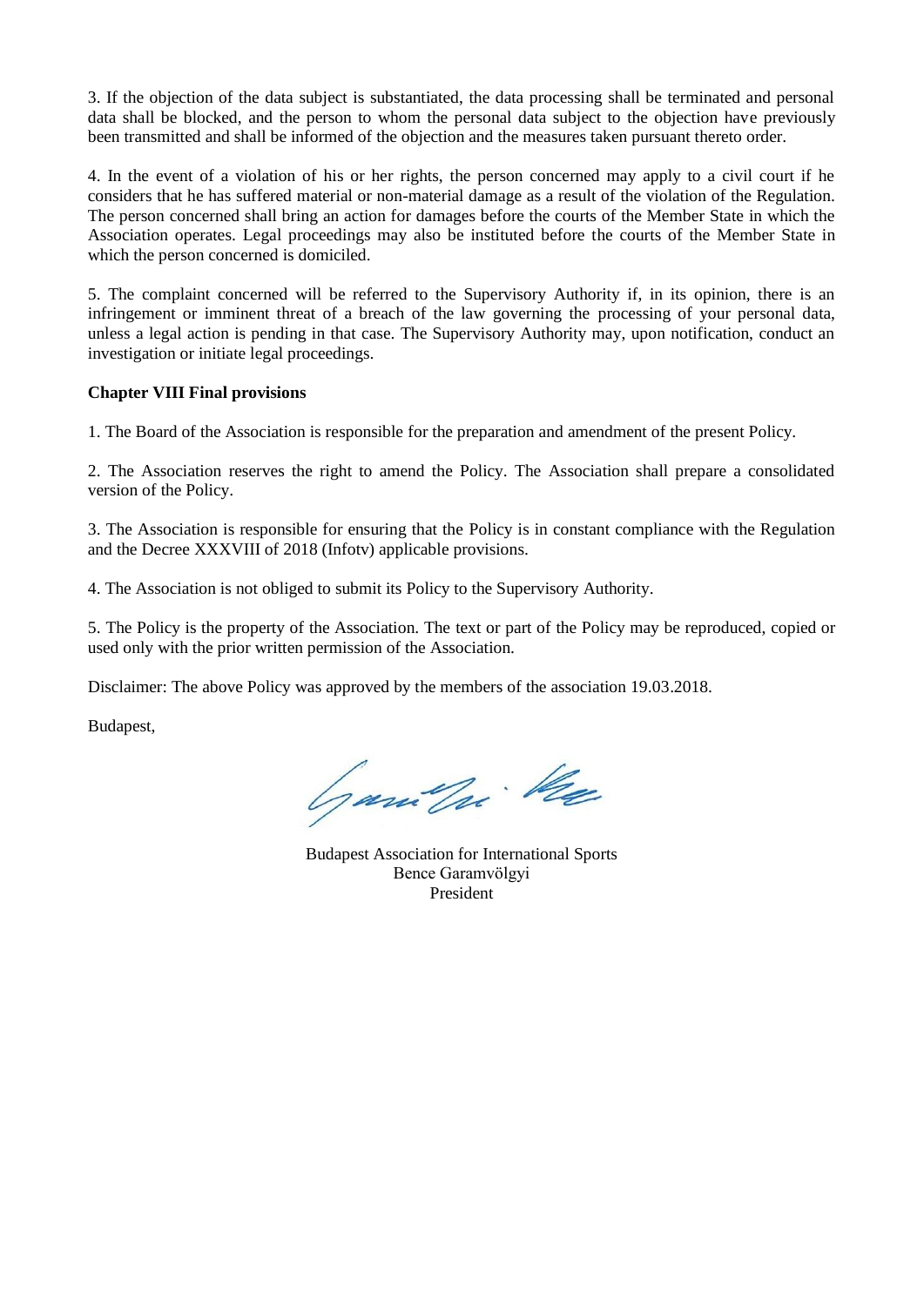3. If the objection of the data subject is substantiated, the data processing shall be terminated and personal data shall be blocked, and the person to whom the personal data subject to the objection have previously been transmitted and shall be informed of the objection and the measures taken pursuant thereto order.

4. In the event of a violation of his or her rights, the person concerned may apply to a civil court if he considers that he has suffered material or non-material damage as a result of the violation of the Regulation. The person concerned shall bring an action for damages before the courts of the Member State in which the Association operates. Legal proceedings may also be instituted before the courts of the Member State in which the person concerned is domiciled.

5. The complaint concerned will be referred to the Supervisory Authority if, in its opinion, there is an infringement or imminent threat of a breach of the law governing the processing of your personal data, unless a legal action is pending in that case. The Supervisory Authority may, upon notification, conduct an investigation or initiate legal proceedings.

**Chapter VIII Final provisions**

1. The Board of the Association is responsible for the preparation and amendment of the present Policy.

2. The Association reserves the right to amend the Policy. The Association shall prepare a consolidated version of the Policy.

3. The Association is responsible for ensuring that the Policy is in constant compliance with the Regulation and the Decree XXXVIII of 2018 (Infotv) applicable provisions.

4. The Association is not obliged to submit its Policy to the Supervisory Authority.

5. The Policy is the property of the Association. The text or part of the Policy may be reproduced, copied or used only with the prior written permission of the Association.

Disclaimer: The above Policy was approved by the members of the association 19.03.2018.

Budapest,

Budapest Association for International Sports
Bence Garamvölgyi
President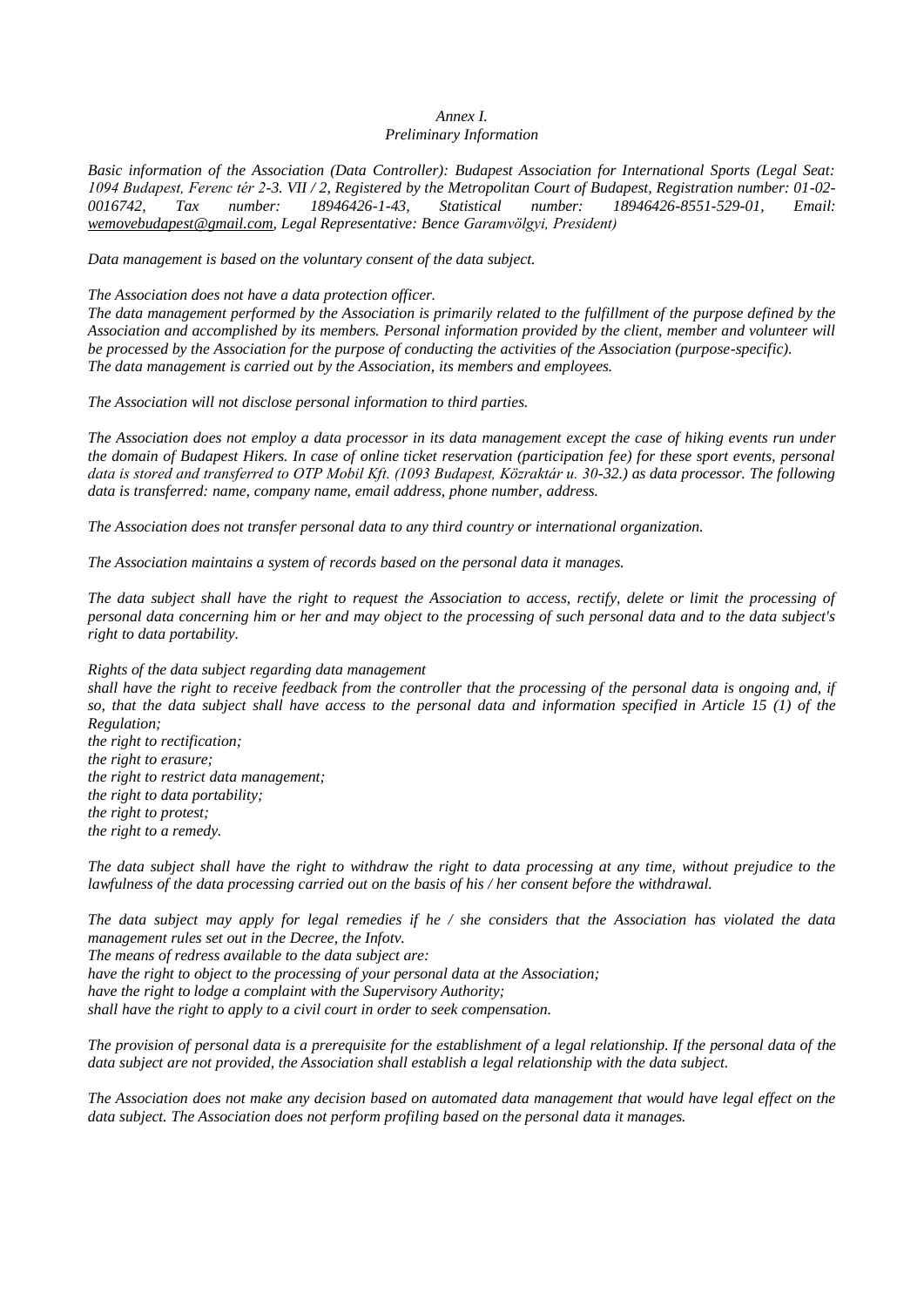*Annex I.*
*Preliminary Information*

*Basic information of the Association (Data Controller): Budapest Association for International Sports (Legal Seat: 1094 Budapest, Ferenc tér 2-3. VII / 2, Registered by the Metropolitan Court of Budapest, Registration number: 01-02-0016742, Tax number: 18946426-1-43, Statistical number: 18946426-8551-529-01, Email: wemovebudapest@gmail.com, Legal Representative: Bence Garamvölgyi, President)*

*Data management is based on the voluntary consent of the data subject.*

*The Association does not have a data protection officer.*
*The data management performed by the Association is primarily related to the fulfillment of the purpose defined by the Association and accomplished by its members. Personal information provided by the client, member and volunteer will be processed by the Association for the purpose of conducting the activities of the Association (purpose-specific).*
*The data management is carried out by the Association, its members and employees.*

*The Association will not disclose personal information to third parties.*

*The Association does not employ a data processor in its data management except the case of hiking events run under the domain of Budapest Hikers. In case of online ticket reservation (participation fee) for these sport events, personal data is stored and transferred to OTP Mobil Kft. (1093 Budapest, Közraktár u. 30-32.) as data processor. The following data is transferred: name, company name, email address, phone number, address.*

*The Association does not transfer personal data to any third country or international organization.*

*The Association maintains a system of records based on the personal data it manages.*

*The data subject shall have the right to request the Association to access, rectify, delete or limit the processing of personal data concerning him or her and may object to the processing of such personal data and to the data subject's right to data portability.*

*Rights of the data subject regarding data management*
*shall have the right to receive feedback from the controller that the processing of the personal data is ongoing and, if so, that the data subject shall have access to the personal data and information specified in Article 15 (1) of the Regulation;*
*the right to rectification;*
*the right to erasure;*
*the right to restrict data management;*
*the right to data portability;*
*the right to protest;*
*the right to a remedy.*

*The data subject shall have the right to withdraw the right to data processing at any time, without prejudice to the lawfulness of the data processing carried out on the basis of his / her consent before the withdrawal.*

*The data subject may apply for legal remedies if he / she considers that the Association has violated the data management rules set out in the Decree, the Infotv.*
*The means of redress available to the data subject are:*
*have the right to object to the processing of your personal data at the Association;*
*have the right to lodge a complaint with the Supervisory Authority;*
*shall have the right to apply to a civil court in order to seek compensation.*

*The provision of personal data is a prerequisite for the establishment of a legal relationship. If the personal data of the data subject are not provided, the Association shall establish a legal relationship with the data subject.*

*The Association does not make any decision based on automated data management that would have legal effect on the data subject. The Association does not perform profiling based on the personal data it manages.*